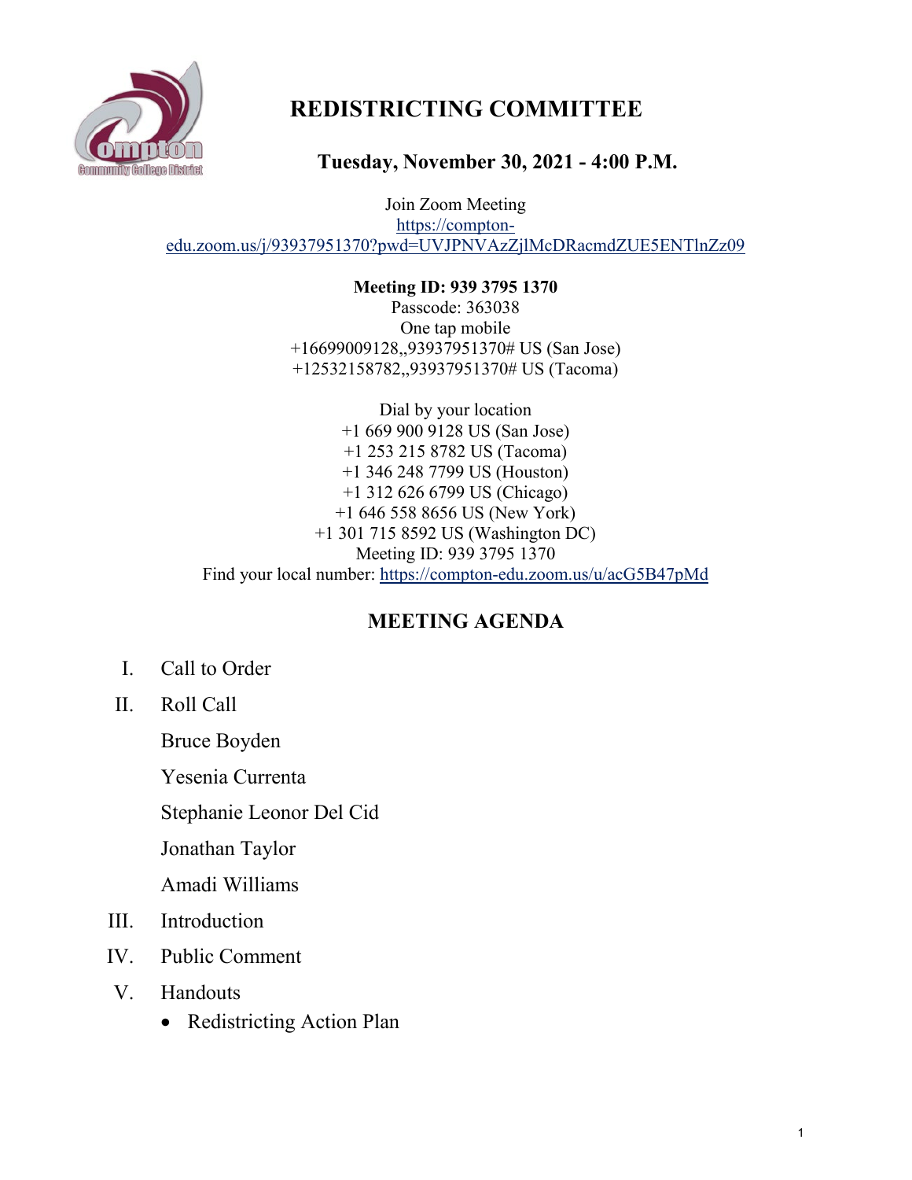# REDISTRICTING COMMITTEE

## Tuesday, November 30, 2021 - 4:00 P.M.

Join Zoom Meeting
https://compton-edu.zoom.us/j/93937951370?pwd=UVJPNVAzZjlMcDRacmdZUE5ENTlnZz09

**Meeting ID: 939 3795 1370**
Passcode: 363038
One tap mobile
+16699009128,,93937951370# US (San Jose)
+12532158782,,93937951370# US (Tacoma)

Dial by your location
+1 669 900 9128 US (San Jose)
+1 253 215 8782 US (Tacoma)
+1 346 248 7799 US (Houston)
+1 312 626 6799 US (Chicago)
+1 646 558 8656 US (New York)
+1 301 715 8592 US (Washington DC)
Meeting ID: 939 3795 1370
Find your local number: https://compton-edu.zoom.us/u/acG5B47pMd

## MEETING AGENDA

I. Call to Order

II. Roll Call

Bruce Boyden

Yesenia Currenta

Stephanie Leonor Del Cid

Jonathan Taylor

Amadi Williams

III. Introduction

IV. Public Comment

V. Handouts

- Redistricting Action Plan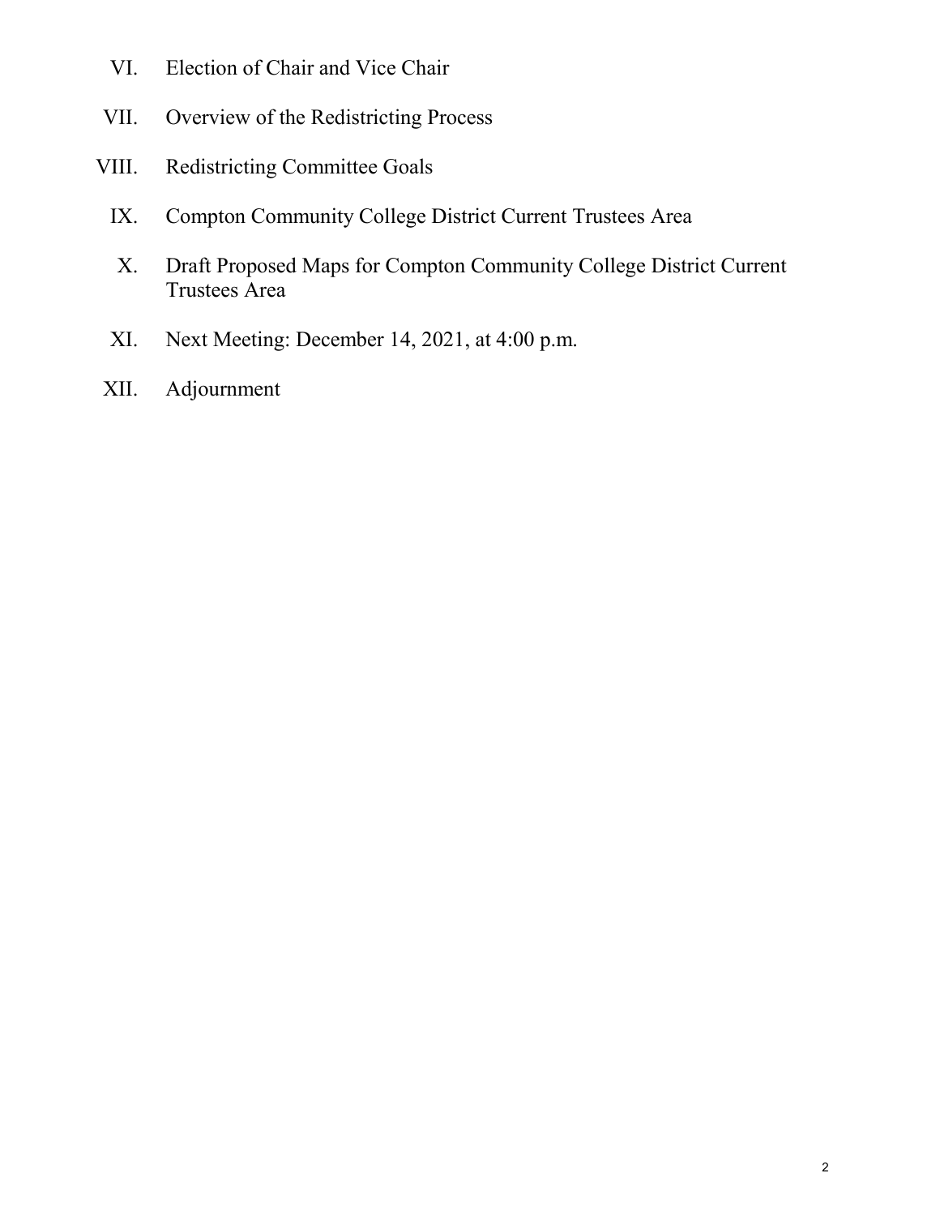VI. Election of Chair and Vice Chair

VII. Overview of the Redistricting Process

VIII. Redistricting Committee Goals

IX. Compton Community College District Current Trustees Area

X. Draft Proposed Maps for Compton Community College District Current Trustees Area

XI. Next Meeting: December 14, 2021, at 4:00 p.m.

XII. Adjournment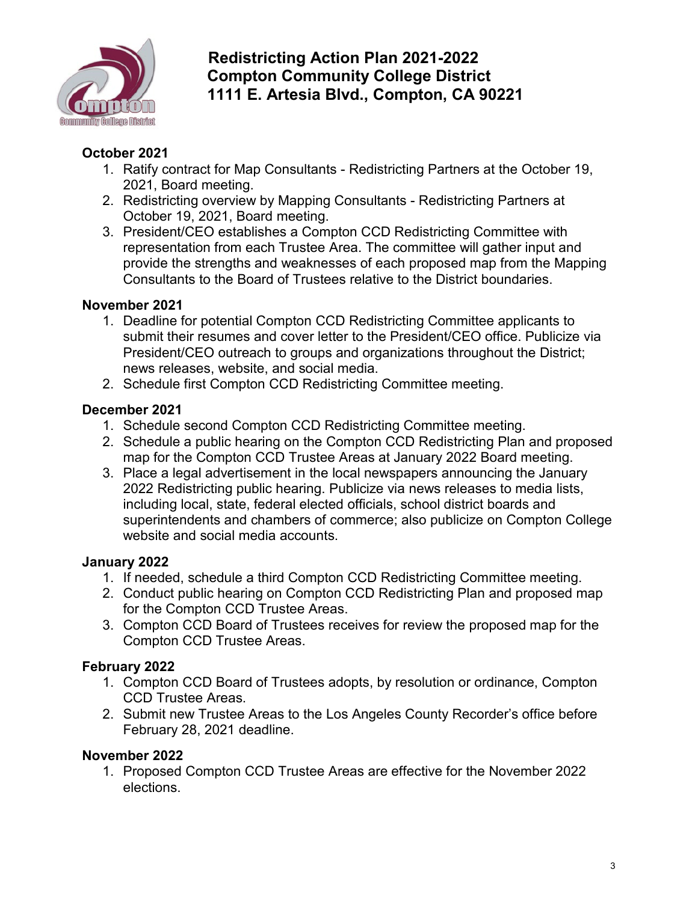# Redistricting Action Plan 2021-2022
## Compton Community College District
## 1111 E. Artesia Blvd., Compton, CA 90221

**October 2021**

1. Ratify contract for Map Consultants - Redistricting Partners at the October 19, 2021, Board meeting.
2. Redistricting overview by Mapping Consultants - Redistricting Partners at October 19, 2021, Board meeting.
3. President/CEO establishes a Compton CCD Redistricting Committee with representation from each Trustee Area. The committee will gather input and provide the strengths and weaknesses of each proposed map from the Mapping Consultants to the Board of Trustees relative to the District boundaries.

**November 2021**

1. Deadline for potential Compton CCD Redistricting Committee applicants to submit their resumes and cover letter to the President/CEO office. Publicize via President/CEO outreach to groups and organizations throughout the District; news releases, website, and social media.
2. Schedule first Compton CCD Redistricting Committee meeting.

**December 2021**

1. Schedule second Compton CCD Redistricting Committee meeting.
2. Schedule a public hearing on the Compton CCD Redistricting Plan and proposed map for the Compton CCD Trustee Areas at January 2022 Board meeting.
3. Place a legal advertisement in the local newspapers announcing the January 2022 Redistricting public hearing. Publicize via news releases to media lists, including local, state, federal elected officials, school district boards and superintendents and chambers of commerce; also publicize on Compton College website and social media accounts.

**January 2022**

1. If needed, schedule a third Compton CCD Redistricting Committee meeting.
2. Conduct public hearing on Compton CCD Redistricting Plan and proposed map for the Compton CCD Trustee Areas.
3. Compton CCD Board of Trustees receives for review the proposed map for the Compton CCD Trustee Areas.

**February 2022**

1. Compton CCD Board of Trustees adopts, by resolution or ordinance, Compton CCD Trustee Areas.
2. Submit new Trustee Areas to the Los Angeles County Recorder's office before February 28, 2021 deadline.

**November 2022**

1. Proposed Compton CCD Trustee Areas are effective for the November 2022 elections.